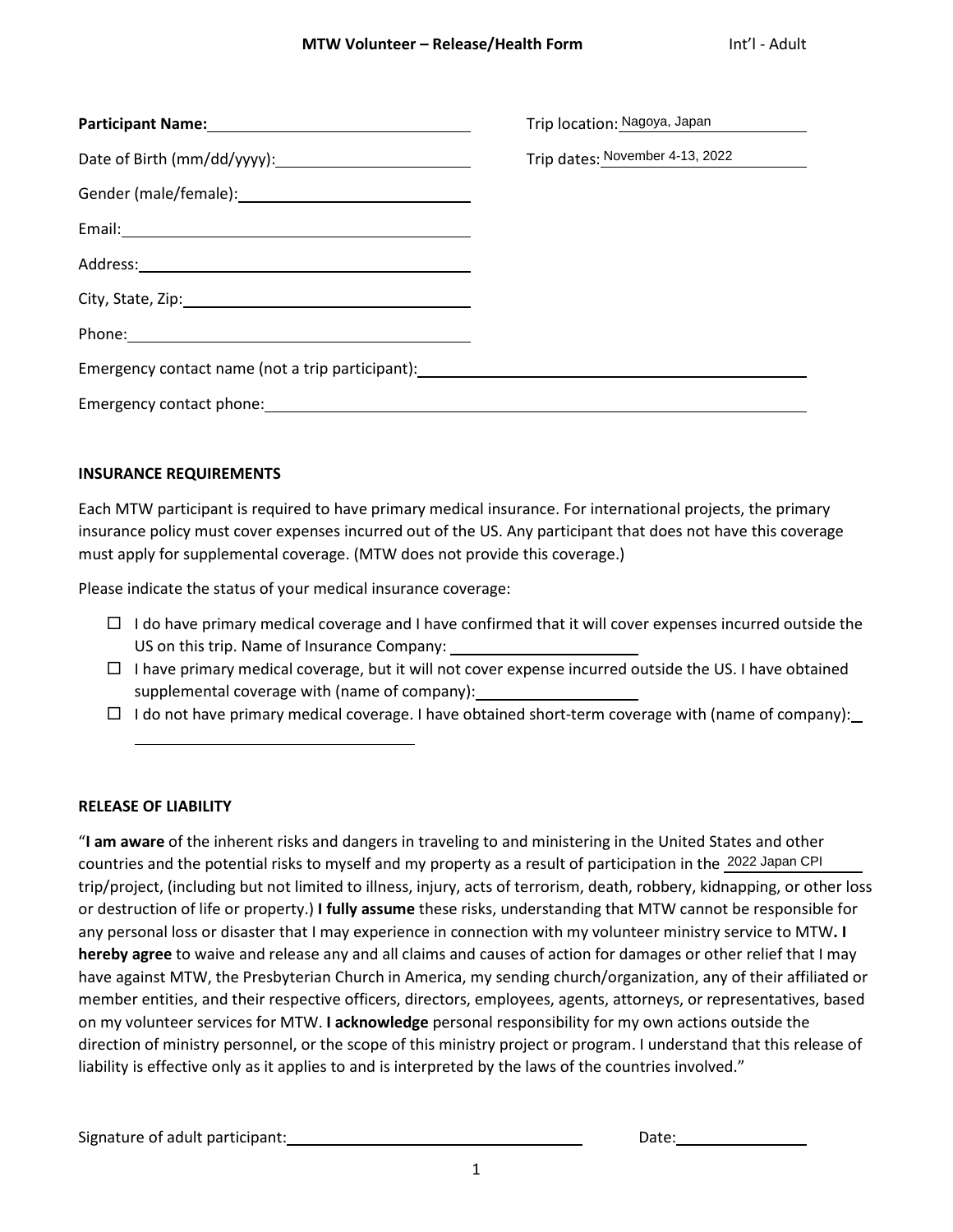**MTW Volunteer – Release/Health Form** Int'l - Adult

**Participant Name:** ____________________

Date of Birth (mm/dd/yyyy): ____________________

Gender (male/female): ____________________

Email: ____________________

Address: ____________________

City, State, Zip: ____________________

Phone: ____________________

Trip location: Nagoya, Japan

Trip dates: November 4-13, 2022

Emergency contact name (not a trip participant): ____________________

Emergency contact phone: ____________________

**INSURANCE REQUIREMENTS**

Each MTW participant is required to have primary medical insurance. For international projects, the primary insurance policy must cover expenses incurred out of the US. Any participant that does not have this coverage must apply for supplemental coverage. (MTW does not provide this coverage.)

Please indicate the status of your medical insurance coverage:

- ☐ I do have primary medical coverage and I have confirmed that it will cover expenses incurred outside the US on this trip. Name of Insurance Company: ____________________
- ☐ I have primary medical coverage, but it will not cover expense incurred outside the US. I have obtained supplemental coverage with (name of company): ____________________
- ☐ I do not have primary medical coverage. I have obtained short-term coverage with (name of company): ____________________

**RELEASE OF LIABILITY**

"**I am aware** of the inherent risks and dangers in traveling to and ministering in the United States and other countries and the potential risks to myself and my property as a result of participation in the 2022 Japan CPI trip/project, (including but not limited to illness, injury, acts of terrorism, death, robbery, kidnapping, or other loss or destruction of life or property.) **I fully assume** these risks, understanding that MTW cannot be responsible for any personal loss or disaster that I may experience in connection with my volunteer ministry service to MTW**. I hereby agree** to waive and release any and all claims and causes of action for damages or other relief that I may have against MTW, the Presbyterian Church in America, my sending church/organization, any of their affiliated or member entities, and their respective officers, directors, employees, agents, attorneys, or representatives, based on my volunteer services for MTW. **I acknowledge** personal responsibility for my own actions outside the direction of ministry personnel, or the scope of this ministry project or program. I understand that this release of liability is effective only as it applies to and is interpreted by the laws of the countries involved."

Signature of adult participant: ____________________ Date: ____________________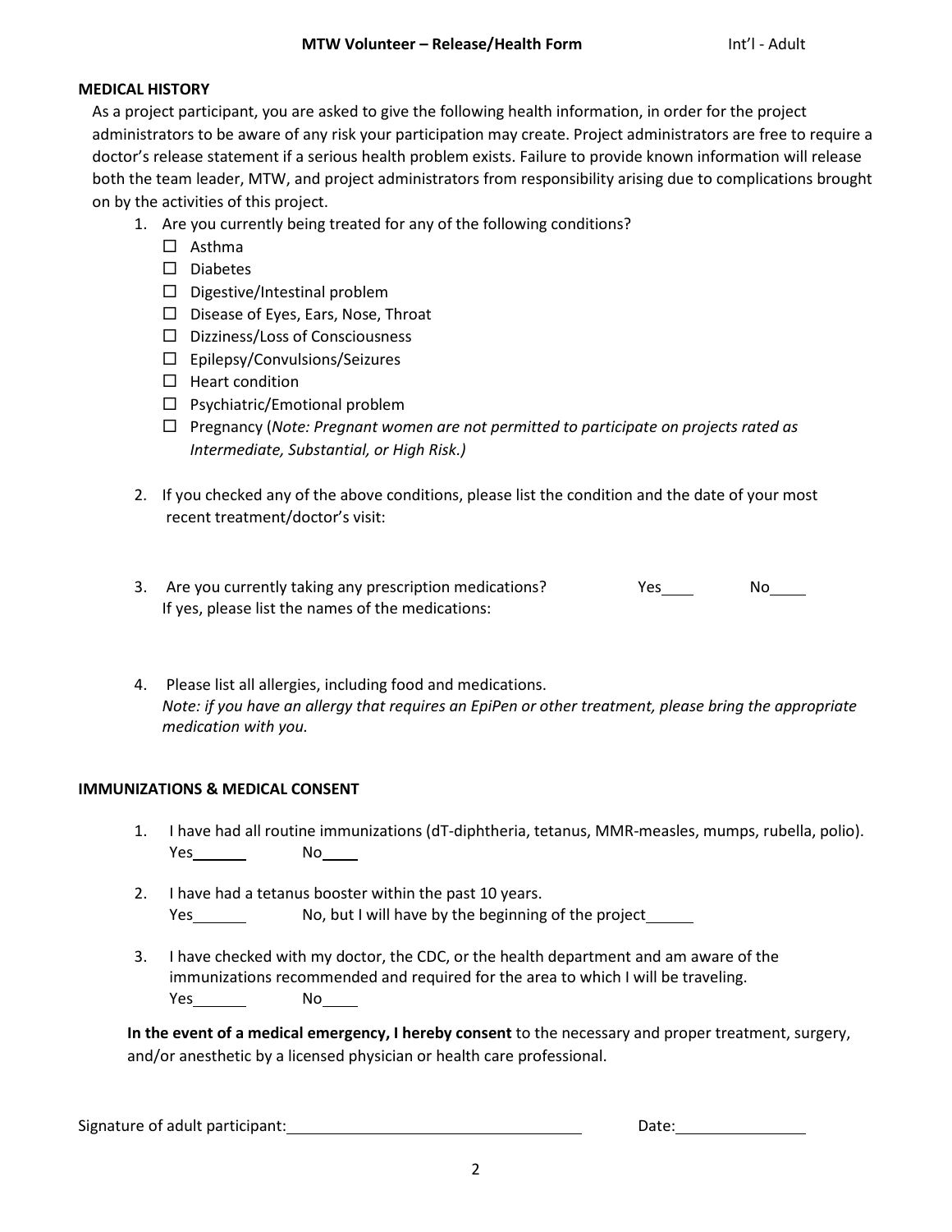**MEDICAL HISTORY**

As a project participant, you are asked to give the following health information, in order for the project administrators to be aware of any risk your participation may create. Project administrators are free to require a doctor's release statement if a serious health problem exists. Failure to provide known information will release both the team leader, MTW, and project administrators from responsibility arising due to complications brought on by the activities of this project.

1. Are you currently being treated for any of the following conditions?
   - ☐ Asthma
   - ☐ Diabetes
   - ☐ Digestive/Intestinal problem
   - ☐ Disease of Eyes, Ears, Nose, Throat
   - ☐ Dizziness/Loss of Consciousness
   - ☐ Epilepsy/Convulsions/Seizures
   - ☐ Heart condition
   - ☐ Psychiatric/Emotional problem
   - ☐ Pregnancy (*Note: Pregnant women are not permitted to participate on projects rated as Intermediate, Substantial, or High Risk.)*

2. If you checked any of the above conditions, please list the condition and the date of your most recent treatment/doctor's visit:

3. Are you currently taking any prescription medications? Yes\_\_\_\_ No\_\_\_\_
   If yes, please list the names of the medications:

4. Please list all allergies, including food and medications.
   *Note: if you have an allergy that requires an EpiPen or other treatment, please bring the appropriate medication with you.*

**IMMUNIZATIONS & MEDICAL CONSENT**

1. I have had all routine immunizations (dT-diphtheria, tetanus, MMR-measles, mumps, rubella, polio).
   Yes\_\_\_\_\_\_ No\_\_\_\_

2. I have had a tetanus booster within the past 10 years.
   Yes\_\_\_\_\_\_ No, but I will have by the beginning of the project\_\_\_\_\_

3. I have checked with my doctor, the CDC, or the health department and am aware of the immunizations recommended and required for the area to which I will be traveling.
   Yes\_\_\_\_\_\_ No\_\_\_\_

**In the event of a medical emergency, I hereby consent** to the necessary and proper treatment, surgery, and/or anesthetic by a licensed physician or health care professional.

Signature of adult participant:\_\_\_\_\_\_\_\_\_\_\_\_\_\_\_\_\_\_\_\_\_\_\_\_\_\_\_\_\_\_\_\_\_\_ Date:\_\_\_\_\_\_\_\_\_\_\_\_\_\_\_